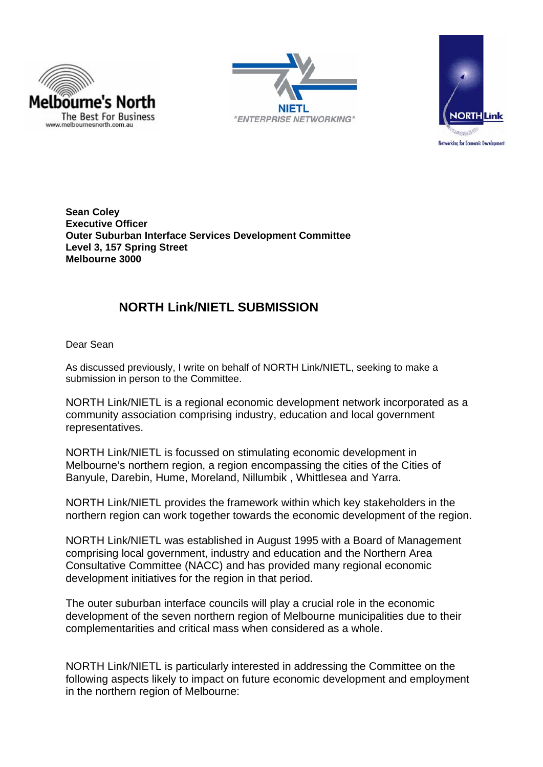**Sean Coley**
**Executive Officer**
**Outer Suburban Interface Services Development Committee**
**Level 3, 157 Spring Street**
**Melbourne 3000**

## NORTH Link/NIETL SUBMISSION

Dear Sean

As discussed previously, I write on behalf of NORTH Link/NIETL, seeking to make a submission in person to the Committee.

NORTH Link/NIETL is a regional economic development network incorporated as a community association comprising industry, education and local government representatives.

NORTH Link/NIETL is focussed on stimulating economic development in Melbourne's northern region, a region encompassing the cities of the Cities of Banyule, Darebin, Hume, Moreland, Nillumbik , Whittlesea and Yarra.

NORTH Link/NIETL provides the framework within which key stakeholders in the northern region can work together towards the economic development of the region.

NORTH Link/NIETL was established in August 1995 with a Board of Management comprising local government, industry and education and the Northern Area Consultative Committee (NACC) and has provided many regional economic development initiatives for the region in that period.

The outer suburban interface councils will play a crucial role in the economic development of the seven northern region of Melbourne municipalities due to their complementarities and critical mass when considered as a whole.

NORTH Link/NIETL is particularly interested in addressing the Committee on the following aspects likely to impact on future economic development and employment in the northern region of Melbourne: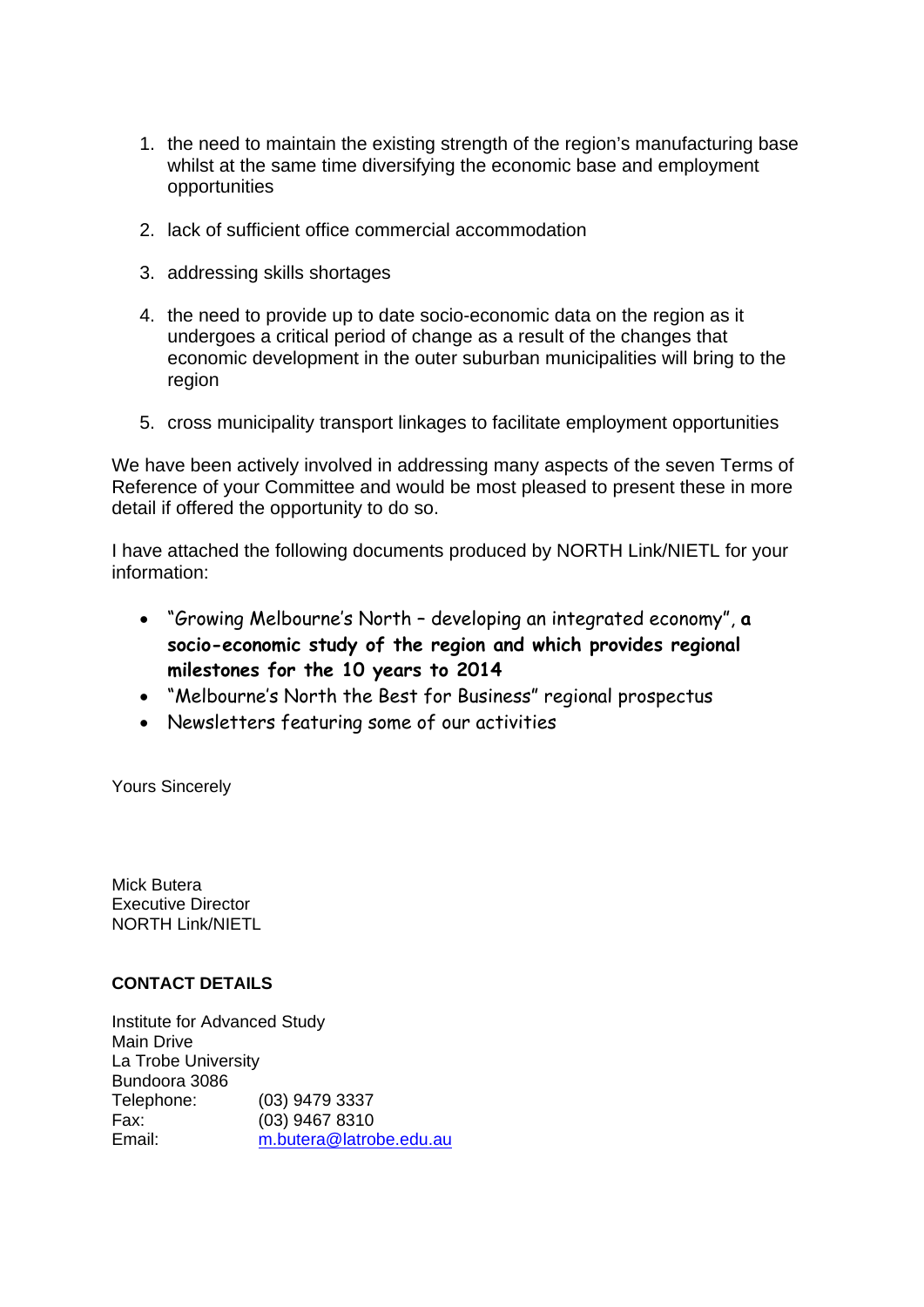1. the need to maintain the existing strength of the region's manufacturing base whilst at the same time diversifying the economic base and employment opportunities

2. lack of sufficient office commercial accommodation

3. addressing skills shortages

4. the need to provide up to date socio-economic data on the region as it undergoes a critical period of change as a result of the changes that economic development in the outer suburban municipalities will bring to the region

5. cross municipality transport linkages to facilitate employment opportunities

We have been actively involved in addressing many aspects of the seven Terms of Reference of your Committee and would be most pleased to present these in more detail if offered the opportunity to do so.

I have attached the following documents produced by NORTH Link/NIETL for your information:

- "Growing Melbourne's North – developing an integrated economy", **a socio-economic study of the region and which provides regional milestones for the 10 years to 2014**
- "Melbourne's North the Best for Business" regional prospectus
- Newsletters featuring some of our activities

Yours Sincerely

Mick Butera
Executive Director
NORTH Link/NIETL

**CONTACT DETAILS**

Institute for Advanced Study
Main Drive
La Trobe University
Bundoora 3086

| | |
|---|---|
| Telephone: | (03) 9479 3337 |
| Fax: | (03) 9467 8310 |
| Email: | m.butera@latrobe.edu.au |